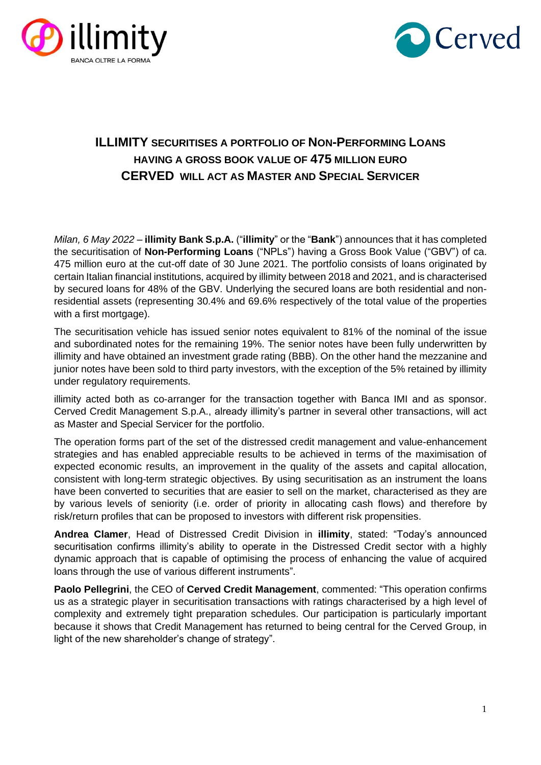# ILLIMITY SECURITISES A PORTFOLIO OF NON-PERFORMING LOANS HAVING A GROSS BOOK VALUE OF 475 MILLION EURO CERVED WILL ACT AS MASTER AND SPECIAL SERVICER

*Milan, 6 May 2022* – **illimity Bank S.p.A.** ("**illimity**" or the "**Bank**") announces that it has completed the securitisation of **Non-Performing Loans** ("NPLs") having a Gross Book Value ("GBV") of ca. 475 million euro at the cut-off date of 30 June 2021. The portfolio consists of loans originated by certain Italian financial institutions, acquired by illimity between 2018 and 2021, and is characterised by secured loans for 48% of the GBV. Underlying the secured loans are both residential and non-residential assets (representing 30.4% and 69.6% respectively of the total value of the properties with a first mortgage).

The securitisation vehicle has issued senior notes equivalent to 81% of the nominal of the issue and subordinated notes for the remaining 19%. The senior notes have been fully underwritten by illimity and have obtained an investment grade rating (BBB). On the other hand the mezzanine and junior notes have been sold to third party investors, with the exception of the 5% retained by illimity under regulatory requirements.

illimity acted both as co-arranger for the transaction together with Banca IMI and as sponsor. Cerved Credit Management S.p.A., already illimity's partner in several other transactions, will act as Master and Special Servicer for the portfolio.

The operation forms part of the set of the distressed credit management and value-enhancement strategies and has enabled appreciable results to be achieved in terms of the maximisation of expected economic results, an improvement in the quality of the assets and capital allocation, consistent with long-term strategic objectives. By using securitisation as an instrument the loans have been converted to securities that are easier to sell on the market, characterised as they are by various levels of seniority (i.e. order of priority in allocating cash flows) and therefore by risk/return profiles that can be proposed to investors with different risk propensities.

**Andrea Clamer**, Head of Distressed Credit Division in **illimity**, stated: "Today's announced securitisation confirms illimity's ability to operate in the Distressed Credit sector with a highly dynamic approach that is capable of optimising the process of enhancing the value of acquired loans through the use of various different instruments".

**Paolo Pellegrini**, the CEO of **Cerved Credit Management**, commented: "This operation confirms us as a strategic player in securitisation transactions with ratings characterised by a high level of complexity and extremely tight preparation schedules. Our participation is particularly important because it shows that Credit Management has returned to being central for the Cerved Group, in light of the new shareholder's change of strategy".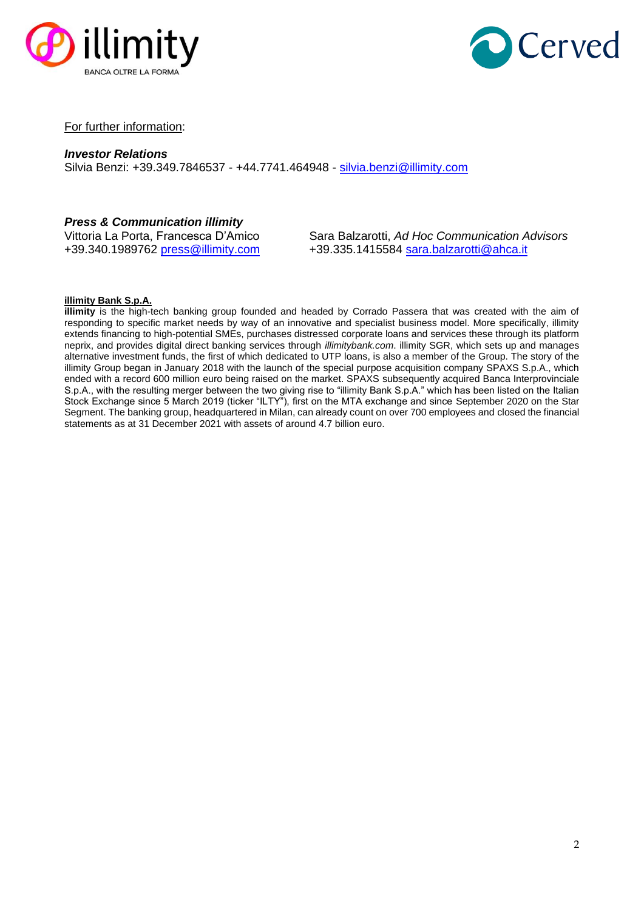For further information:

***Investor Relations***
Silvia Benzi: +39.349.7846537 - +44.7741.464948 - silvia.benzi@illimity.com

***Press & Communication illimity***
Vittoria La Porta, Francesca D'Amico
+39.340.1989762 press@illimity.com

Sara Balzarotti, *Ad Hoc Communication Advisors*
+39.335.1415584 sara.balzarotti@ahca.it

**illimity Bank S.p.A.**

**illimity** is the high-tech banking group founded and headed by Corrado Passera that was created with the aim of responding to specific market needs by way of an innovative and specialist business model. More specifically, illimity extends financing to high-potential SMEs, purchases distressed corporate loans and services these through its platform neprix, and provides digital direct banking services through *illimitybank.com*. illimity SGR, which sets up and manages alternative investment funds, the first of which dedicated to UTP loans, is also a member of the Group. The story of the illimity Group began in January 2018 with the launch of the special purpose acquisition company SPAXS S.p.A., which ended with a record 600 million euro being raised on the market. SPAXS subsequently acquired Banca Interprovinciale S.p.A., with the resulting merger between the two giving rise to "illimity Bank S.p.A." which has been listed on the Italian Stock Exchange since 5 March 2019 (ticker "ILTY"), first on the MTA exchange and since September 2020 on the Star Segment. The banking group, headquartered in Milan, can already count on over 700 employees and closed the financial statements as at 31 December 2021 with assets of around 4.7 billion euro.